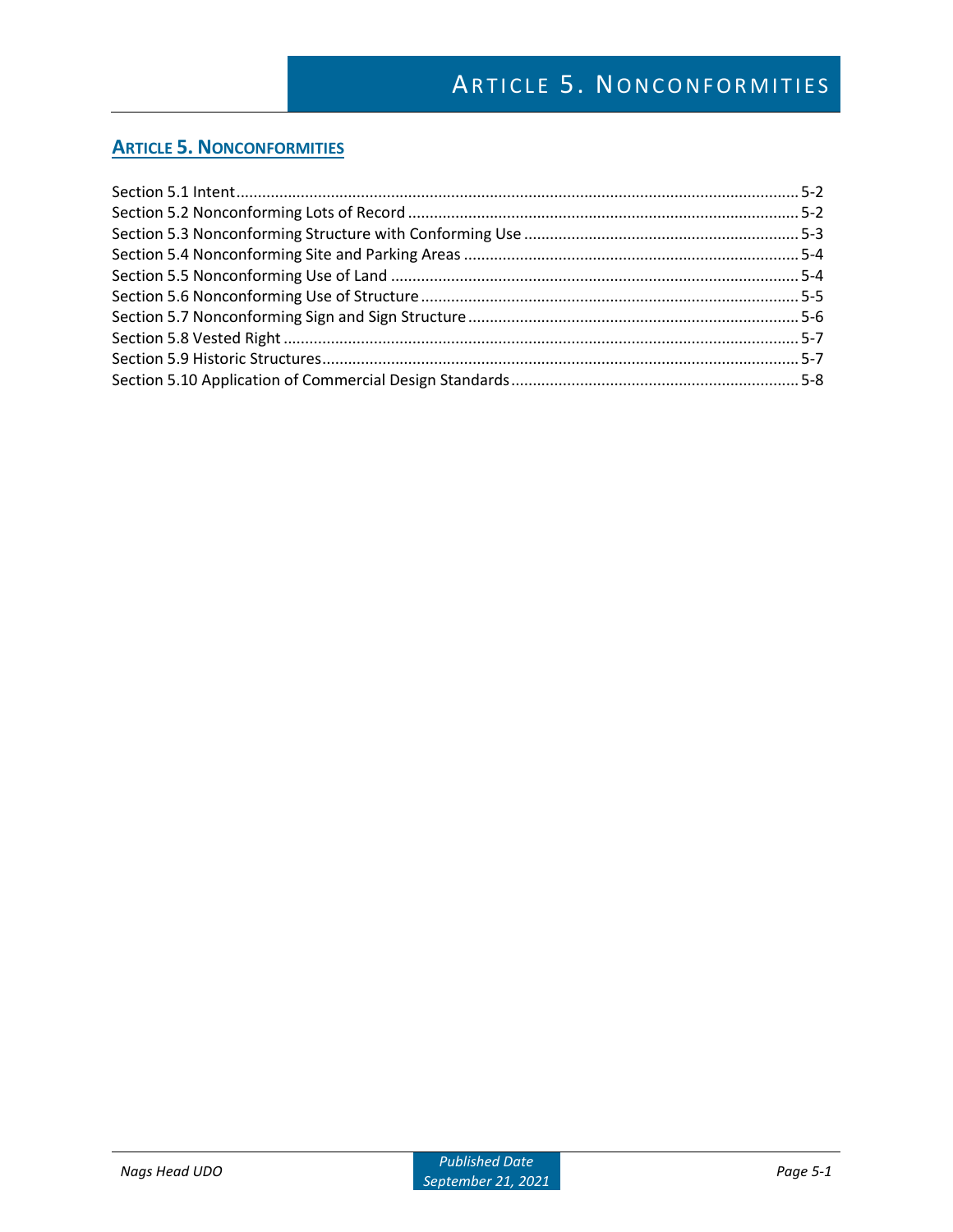# ARTICLE 5. NONCONFORMITIES

Section 5.1 Intent .................................................................................................................................. 5-2
Section 5.2 Nonconforming Lots of Record ........................................................................................... 5-2
Section 5.3 Nonconforming Structure with Conforming Use ................................................................ 5-3
Section 5.4 Nonconforming Site and Parking Areas ............................................................................. 5-4
Section 5.5 Nonconforming Use of Land .............................................................................................. 5-4
Section 5.6 Nonconforming Use of Structure ........................................................................................ 5-5
Section 5.7 Nonconforming Sign and Sign Structure ............................................................................ 5-6
Section 5.8 Vested Right ....................................................................................................................... 5-7
Section 5.9 Historic Structures .............................................................................................................. 5-7
Section 5.10 Application of Commercial Design Standards .................................................................. 5-8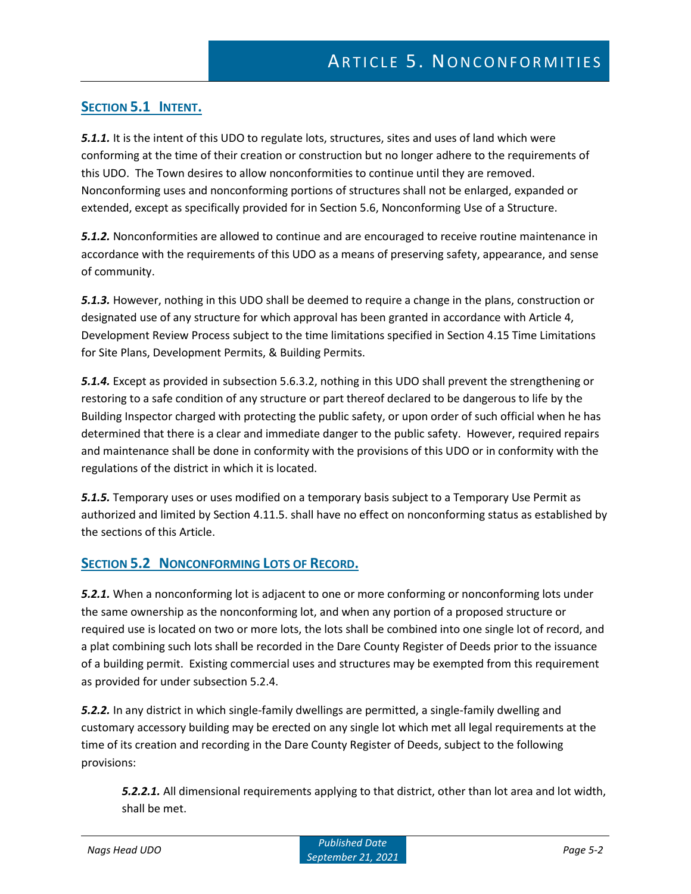# Article 5. Nonconformities

## Section 5.1 Intent.

***5.1.1.*** It is the intent of this UDO to regulate lots, structures, sites and uses of land which were conforming at the time of their creation or construction but no longer adhere to the requirements of this UDO. The Town desires to allow nonconformities to continue until they are removed. Nonconforming uses and nonconforming portions of structures shall not be enlarged, expanded or extended, except as specifically provided for in Section 5.6, Nonconforming Use of a Structure.

***5.1.2.*** Nonconformities are allowed to continue and are encouraged to receive routine maintenance in accordance with the requirements of this UDO as a means of preserving safety, appearance, and sense of community.

***5.1.3.*** However, nothing in this UDO shall be deemed to require a change in the plans, construction or designated use of any structure for which approval has been granted in accordance with Article 4, Development Review Process subject to the time limitations specified in Section 4.15 Time Limitations for Site Plans, Development Permits, & Building Permits.

***5.1.4.*** Except as provided in subsection 5.6.3.2, nothing in this UDO shall prevent the strengthening or restoring to a safe condition of any structure or part thereof declared to be dangerous to life by the Building Inspector charged with protecting the public safety, or upon order of such official when he has determined that there is a clear and immediate danger to the public safety. However, required repairs and maintenance shall be done in conformity with the provisions of this UDO or in conformity with the regulations of the district in which it is located.

***5.1.5.*** Temporary uses or uses modified on a temporary basis subject to a Temporary Use Permit as authorized and limited by Section 4.11.5. shall have no effect on nonconforming status as established by the sections of this Article.

## Section 5.2 Nonconforming Lots of Record.

***5.2.1.*** When a nonconforming lot is adjacent to one or more conforming or nonconforming lots under the same ownership as the nonconforming lot, and when any portion of a proposed structure or required use is located on two or more lots, the lots shall be combined into one single lot of record, and a plat combining such lots shall be recorded in the Dare County Register of Deeds prior to the issuance of a building permit. Existing commercial uses and structures may be exempted from this requirement as provided for under subsection 5.2.4.

***5.2.2.*** In any district in which single-family dwellings are permitted, a single-family dwelling and customary accessory building may be erected on any single lot which met all legal requirements at the time of its creation and recording in the Dare County Register of Deeds, subject to the following provisions:

> ***5.2.2.1.*** All dimensional requirements applying to that district, other than lot area and lot width, shall be met.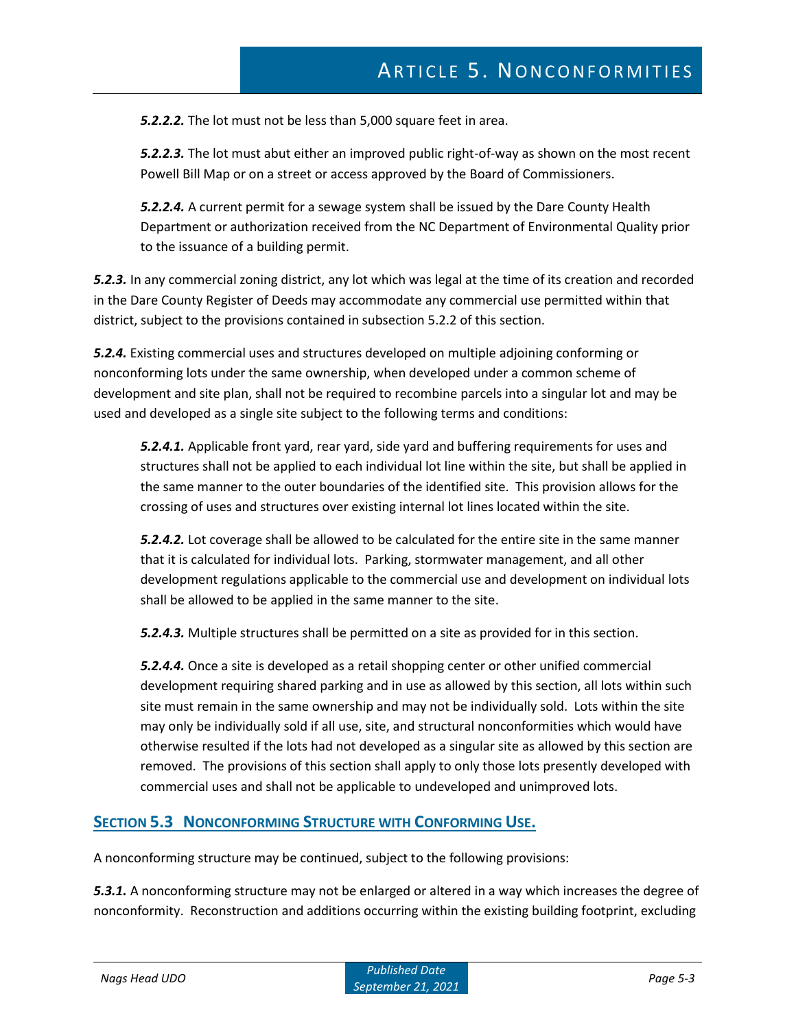***5.2.2.2.*** The lot must not be less than 5,000 square feet in area.

***5.2.2.3.*** The lot must abut either an improved public right-of-way as shown on the most recent Powell Bill Map or on a street or access approved by the Board of Commissioners.

***5.2.2.4.*** A current permit for a sewage system shall be issued by the Dare County Health Department or authorization received from the NC Department of Environmental Quality prior to the issuance of a building permit.

***5.2.3.*** In any commercial zoning district, any lot which was legal at the time of its creation and recorded in the Dare County Register of Deeds may accommodate any commercial use permitted within that district, subject to the provisions contained in subsection 5.2.2 of this section.

***5.2.4.*** Existing commercial uses and structures developed on multiple adjoining conforming or nonconforming lots under the same ownership, when developed under a common scheme of development and site plan, shall not be required to recombine parcels into a singular lot and may be used and developed as a single site subject to the following terms and conditions:

***5.2.4.1.*** Applicable front yard, rear yard, side yard and buffering requirements for uses and structures shall not be applied to each individual lot line within the site, but shall be applied in the same manner to the outer boundaries of the identified site. This provision allows for the crossing of uses and structures over existing internal lot lines located within the site.

***5.2.4.2.*** Lot coverage shall be allowed to be calculated for the entire site in the same manner that it is calculated for individual lots. Parking, stormwater management, and all other development regulations applicable to the commercial use and development on individual lots shall be allowed to be applied in the same manner to the site.

***5.2.4.3.*** Multiple structures shall be permitted on a site as provided for in this section.

***5.2.4.4.*** Once a site is developed as a retail shopping center or other unified commercial development requiring shared parking and in use as allowed by this section, all lots within such site must remain in the same ownership and may not be individually sold. Lots within the site may only be individually sold if all use, site, and structural nonconformities which would have otherwise resulted if the lots had not developed as a singular site as allowed by this section are removed. The provisions of this section shall apply to only those lots presently developed with commercial uses and shall not be applicable to undeveloped and unimproved lots.

## Section 5.3 Nonconforming Structure with Conforming Use.

A nonconforming structure may be continued, subject to the following provisions:

***5.3.1.*** A nonconforming structure may not be enlarged or altered in a way which increases the degree of nonconformity. Reconstruction and additions occurring within the existing building footprint, excluding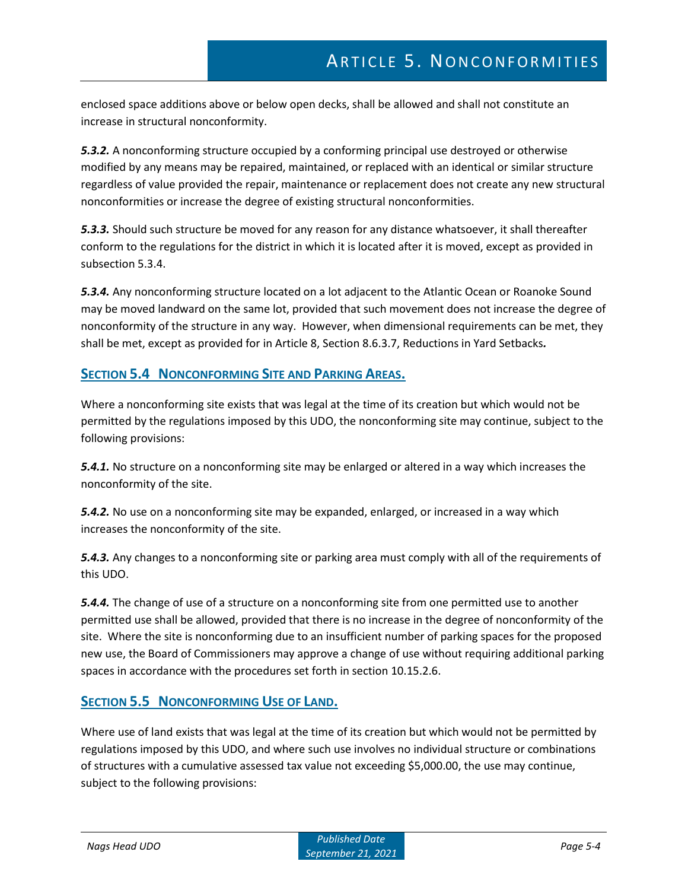enclosed space additions above or below open decks, shall be allowed and shall not constitute an increase in structural nonconformity.

***5.3.2.*** A nonconforming structure occupied by a conforming principal use destroyed or otherwise modified by any means may be repaired, maintained, or replaced with an identical or similar structure regardless of value provided the repair, maintenance or replacement does not create any new structural nonconformities or increase the degree of existing structural nonconformities.

***5.3.3.*** Should such structure be moved for any reason for any distance whatsoever, it shall thereafter conform to the regulations for the district in which it is located after it is moved, except as provided in subsection 5.3.4.

***5.3.4.*** Any nonconforming structure located on a lot adjacent to the Atlantic Ocean or Roanoke Sound may be moved landward on the same lot, provided that such movement does not increase the degree of nonconformity of the structure in any way. However, when dimensional requirements can be met, they shall be met, except as provided for in Article 8, Section 8.6.3.7, Reductions in Yard Setbacks**.**

## SECTION 5.4 NONCONFORMING SITE AND PARKING AREAS.

Where a nonconforming site exists that was legal at the time of its creation but which would not be permitted by the regulations imposed by this UDO, the nonconforming site may continue, subject to the following provisions:

***5.4.1.*** No structure on a nonconforming site may be enlarged or altered in a way which increases the nonconformity of the site.

***5.4.2.*** No use on a nonconforming site may be expanded, enlarged, or increased in a way which increases the nonconformity of the site.

***5.4.3.*** Any changes to a nonconforming site or parking area must comply with all of the requirements of this UDO.

***5.4.4.*** The change of use of a structure on a nonconforming site from one permitted use to another permitted use shall be allowed, provided that there is no increase in the degree of nonconformity of the site. Where the site is nonconforming due to an insufficient number of parking spaces for the proposed new use, the Board of Commissioners may approve a change of use without requiring additional parking spaces in accordance with the procedures set forth in section 10.15.2.6.

## SECTION 5.5 NONCONFORMING USE OF LAND.

Where use of land exists that was legal at the time of its creation but which would not be permitted by regulations imposed by this UDO, and where such use involves no individual structure or combinations of structures with a cumulative assessed tax value not exceeding $5,000.00, the use may continue, subject to the following provisions: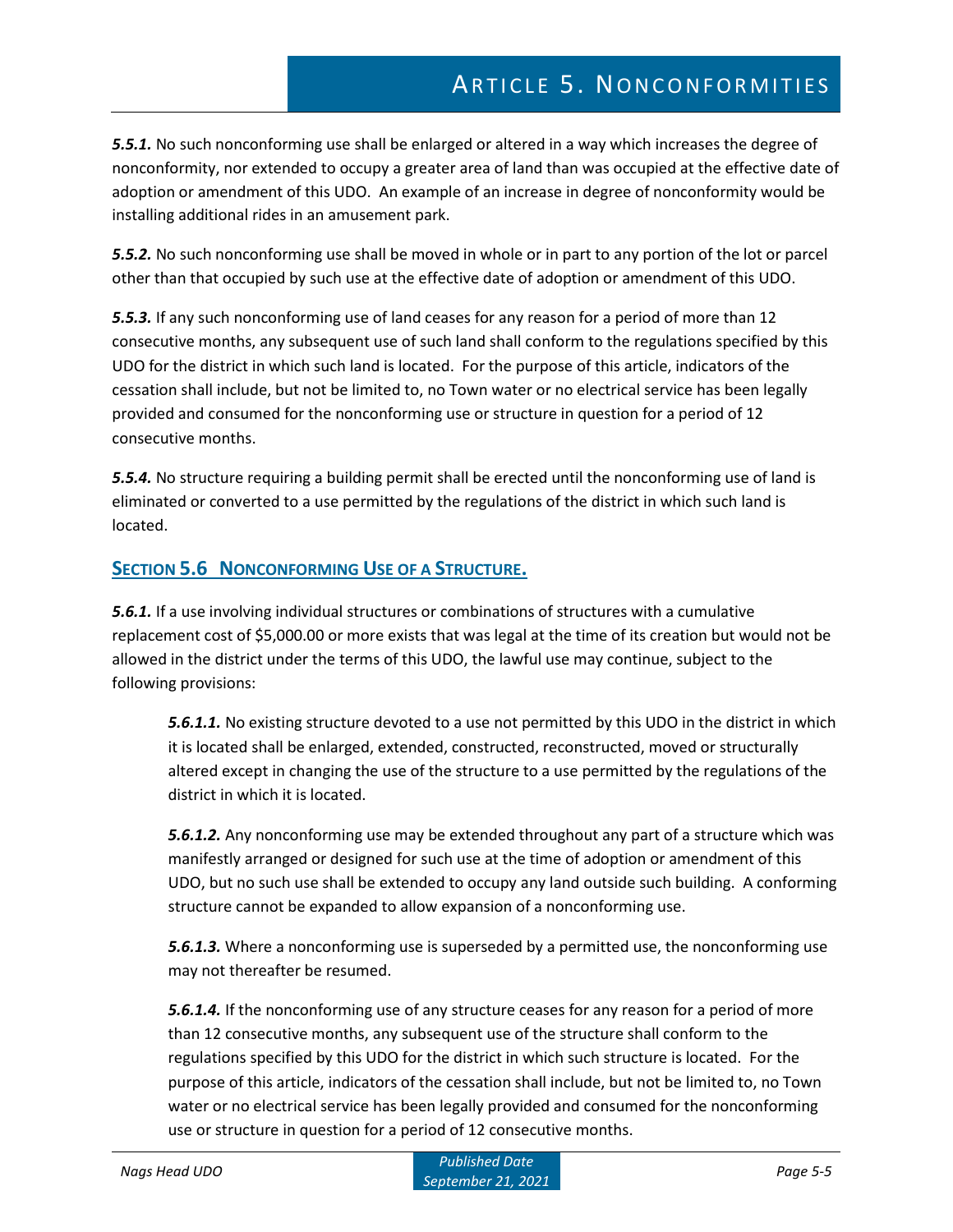***5.5.1.*** No such nonconforming use shall be enlarged or altered in a way which increases the degree of nonconformity, nor extended to occupy a greater area of land than was occupied at the effective date of adoption or amendment of this UDO. An example of an increase in degree of nonconformity would be installing additional rides in an amusement park.

***5.5.2.*** No such nonconforming use shall be moved in whole or in part to any portion of the lot or parcel other than that occupied by such use at the effective date of adoption or amendment of this UDO.

***5.5.3.*** If any such nonconforming use of land ceases for any reason for a period of more than 12 consecutive months, any subsequent use of such land shall conform to the regulations specified by this UDO for the district in which such land is located. For the purpose of this article, indicators of the cessation shall include, but not be limited to, no Town water or no electrical service has been legally provided and consumed for the nonconforming use or structure in question for a period of 12 consecutive months.

***5.5.4.*** No structure requiring a building permit shall be erected until the nonconforming use of land is eliminated or converted to a use permitted by the regulations of the district in which such land is located.

## Section 5.6 Nonconforming Use of a Structure.

***5.6.1.*** If a use involving individual structures or combinations of structures with a cumulative replacement cost of $5,000.00 or more exists that was legal at the time of its creation but would not be allowed in the district under the terms of this UDO, the lawful use may continue, subject to the following provisions:

> ***5.6.1.1.*** No existing structure devoted to a use not permitted by this UDO in the district in which it is located shall be enlarged, extended, constructed, reconstructed, moved or structurally altered except in changing the use of the structure to a use permitted by the regulations of the district in which it is located.
>
> ***5.6.1.2.*** Any nonconforming use may be extended throughout any part of a structure which was manifestly arranged or designed for such use at the time of adoption or amendment of this UDO, but no such use shall be extended to occupy any land outside such building. A conforming structure cannot be expanded to allow expansion of a nonconforming use.
>
> ***5.6.1.3.*** Where a nonconforming use is superseded by a permitted use, the nonconforming use may not thereafter be resumed.
>
> ***5.6.1.4.*** If the nonconforming use of any structure ceases for any reason for a period of more than 12 consecutive months, any subsequent use of the structure shall conform to the regulations specified by this UDO for the district in which such structure is located. For the purpose of this article, indicators of the cessation shall include, but not be limited to, no Town water or no electrical service has been legally provided and consumed for the nonconforming use or structure in question for a period of 12 consecutive months.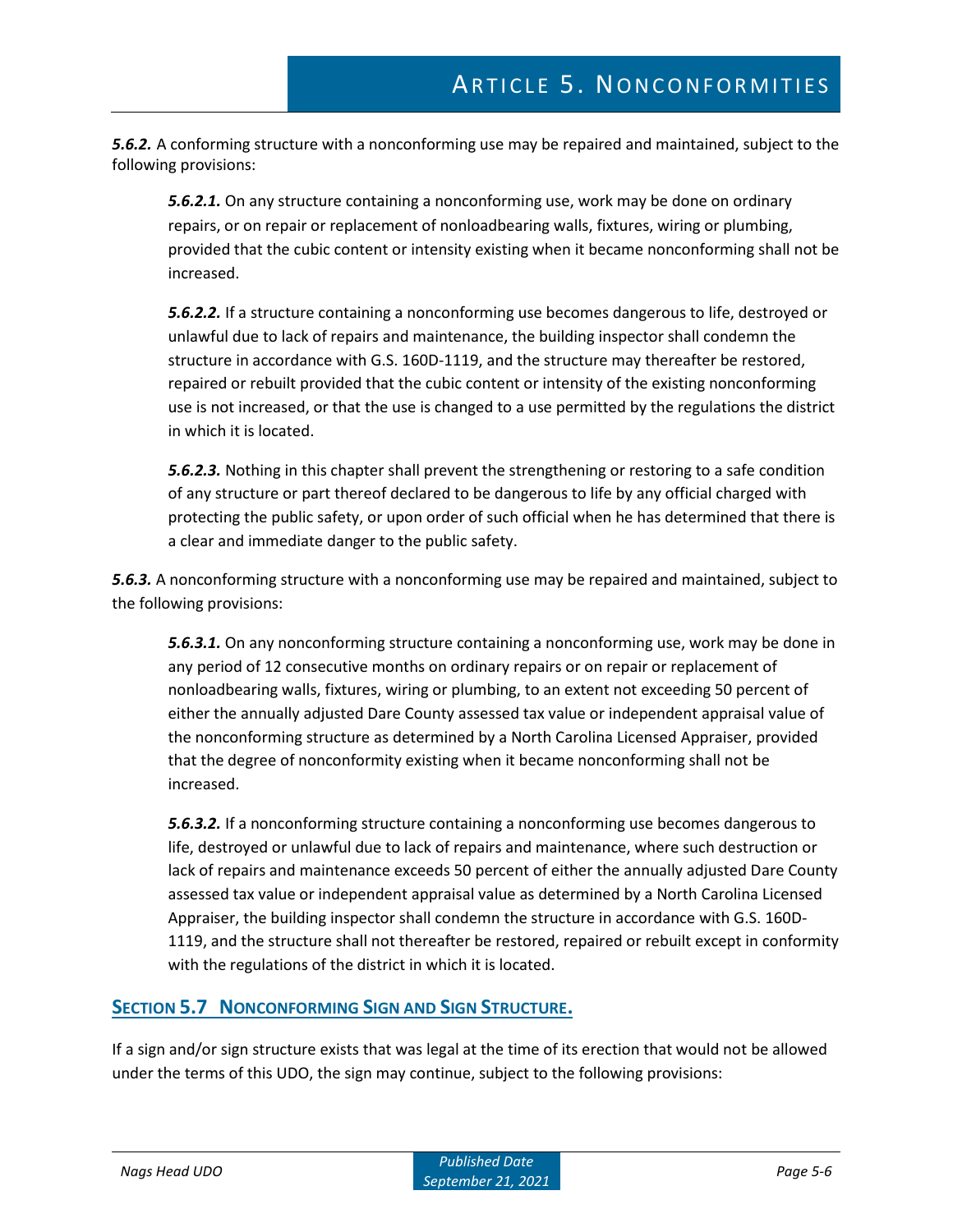***5.6.2.*** A conforming structure with a nonconforming use may be repaired and maintained, subject to the following provisions:

***5.6.2.1.*** On any structure containing a nonconforming use, work may be done on ordinary repairs, or on repair or replacement of nonloadbearing walls, fixtures, wiring or plumbing, provided that the cubic content or intensity existing when it became nonconforming shall not be increased.

***5.6.2.2.*** If a structure containing a nonconforming use becomes dangerous to life, destroyed or unlawful due to lack of repairs and maintenance, the building inspector shall condemn the structure in accordance with G.S. 160D-1119, and the structure may thereafter be restored, repaired or rebuilt provided that the cubic content or intensity of the existing nonconforming use is not increased, or that the use is changed to a use permitted by the regulations the district in which it is located.

***5.6.2.3.*** Nothing in this chapter shall prevent the strengthening or restoring to a safe condition of any structure or part thereof declared to be dangerous to life by any official charged with protecting the public safety, or upon order of such official when he has determined that there is a clear and immediate danger to the public safety.

***5.6.3.*** A nonconforming structure with a nonconforming use may be repaired and maintained, subject to the following provisions:

***5.6.3.1.*** On any nonconforming structure containing a nonconforming use, work may be done in any period of 12 consecutive months on ordinary repairs or on repair or replacement of nonloadbearing walls, fixtures, wiring or plumbing, to an extent not exceeding 50 percent of either the annually adjusted Dare County assessed tax value or independent appraisal value of the nonconforming structure as determined by a North Carolina Licensed Appraiser, provided that the degree of nonconformity existing when it became nonconforming shall not be increased.

***5.6.3.2.*** If a nonconforming structure containing a nonconforming use becomes dangerous to life, destroyed or unlawful due to lack of repairs and maintenance, where such destruction or lack of repairs and maintenance exceeds 50 percent of either the annually adjusted Dare County assessed tax value or independent appraisal value as determined by a North Carolina Licensed Appraiser, the building inspector shall condemn the structure in accordance with G.S. 160D-1119, and the structure shall not thereafter be restored, repaired or rebuilt except in conformity with the regulations of the district in which it is located.

## Section 5.7 Nonconforming Sign and Sign Structure.

If a sign and/or sign structure exists that was legal at the time of its erection that would not be allowed under the terms of this UDO, the sign may continue, subject to the following provisions: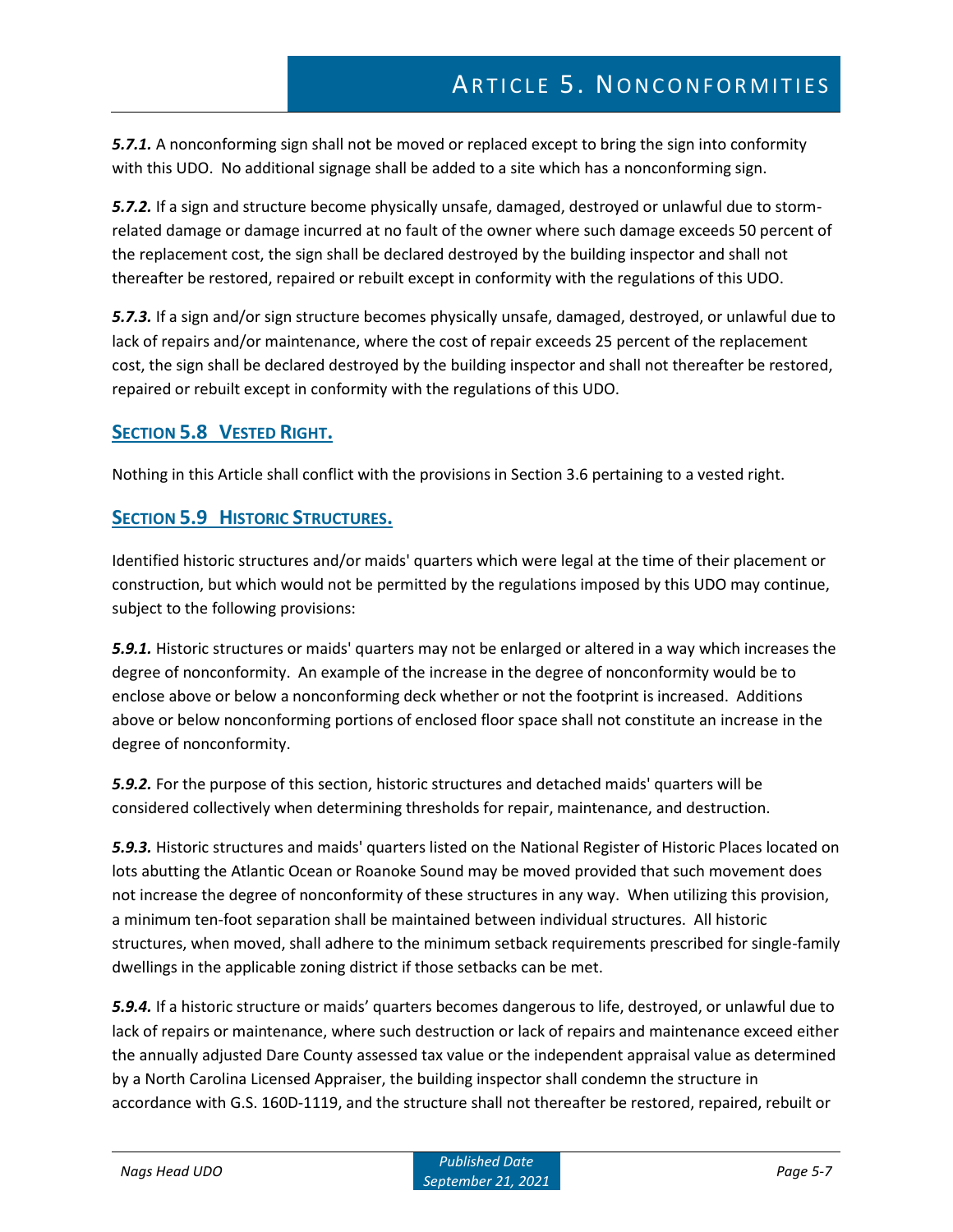***5.7.1.*** A nonconforming sign shall not be moved or replaced except to bring the sign into conformity with this UDO. No additional signage shall be added to a site which has a nonconforming sign.

***5.7.2.*** If a sign and structure become physically unsafe, damaged, destroyed or unlawful due to storm-related damage or damage incurred at no fault of the owner where such damage exceeds 50 percent of the replacement cost, the sign shall be declared destroyed by the building inspector and shall not thereafter be restored, repaired or rebuilt except in conformity with the regulations of this UDO.

***5.7.3.*** If a sign and/or sign structure becomes physically unsafe, damaged, destroyed, or unlawful due to lack of repairs and/or maintenance, where the cost of repair exceeds 25 percent of the replacement cost, the sign shall be declared destroyed by the building inspector and shall not thereafter be restored, repaired or rebuilt except in conformity with the regulations of this UDO.

## SECTION 5.8 VESTED RIGHT.

Nothing in this Article shall conflict with the provisions in Section 3.6 pertaining to a vested right.

## SECTION 5.9 HISTORIC STRUCTURES.

Identified historic structures and/or maids' quarters which were legal at the time of their placement or construction, but which would not be permitted by the regulations imposed by this UDO may continue, subject to the following provisions:

***5.9.1.*** Historic structures or maids' quarters may not be enlarged or altered in a way which increases the degree of nonconformity. An example of the increase in the degree of nonconformity would be to enclose above or below a nonconforming deck whether or not the footprint is increased. Additions above or below nonconforming portions of enclosed floor space shall not constitute an increase in the degree of nonconformity.

***5.9.2.*** For the purpose of this section, historic structures and detached maids' quarters will be considered collectively when determining thresholds for repair, maintenance, and destruction.

***5.9.3.*** Historic structures and maids' quarters listed on the National Register of Historic Places located on lots abutting the Atlantic Ocean or Roanoke Sound may be moved provided that such movement does not increase the degree of nonconformity of these structures in any way. When utilizing this provision, a minimum ten-foot separation shall be maintained between individual structures. All historic structures, when moved, shall adhere to the minimum setback requirements prescribed for single-family dwellings in the applicable zoning district if those setbacks can be met.

***5.9.4.*** If a historic structure or maids' quarters becomes dangerous to life, destroyed, or unlawful due to lack of repairs or maintenance, where such destruction or lack of repairs and maintenance exceed either the annually adjusted Dare County assessed tax value or the independent appraisal value as determined by a North Carolina Licensed Appraiser, the building inspector shall condemn the structure in accordance with G.S. 160D-1119, and the structure shall not thereafter be restored, repaired, rebuilt or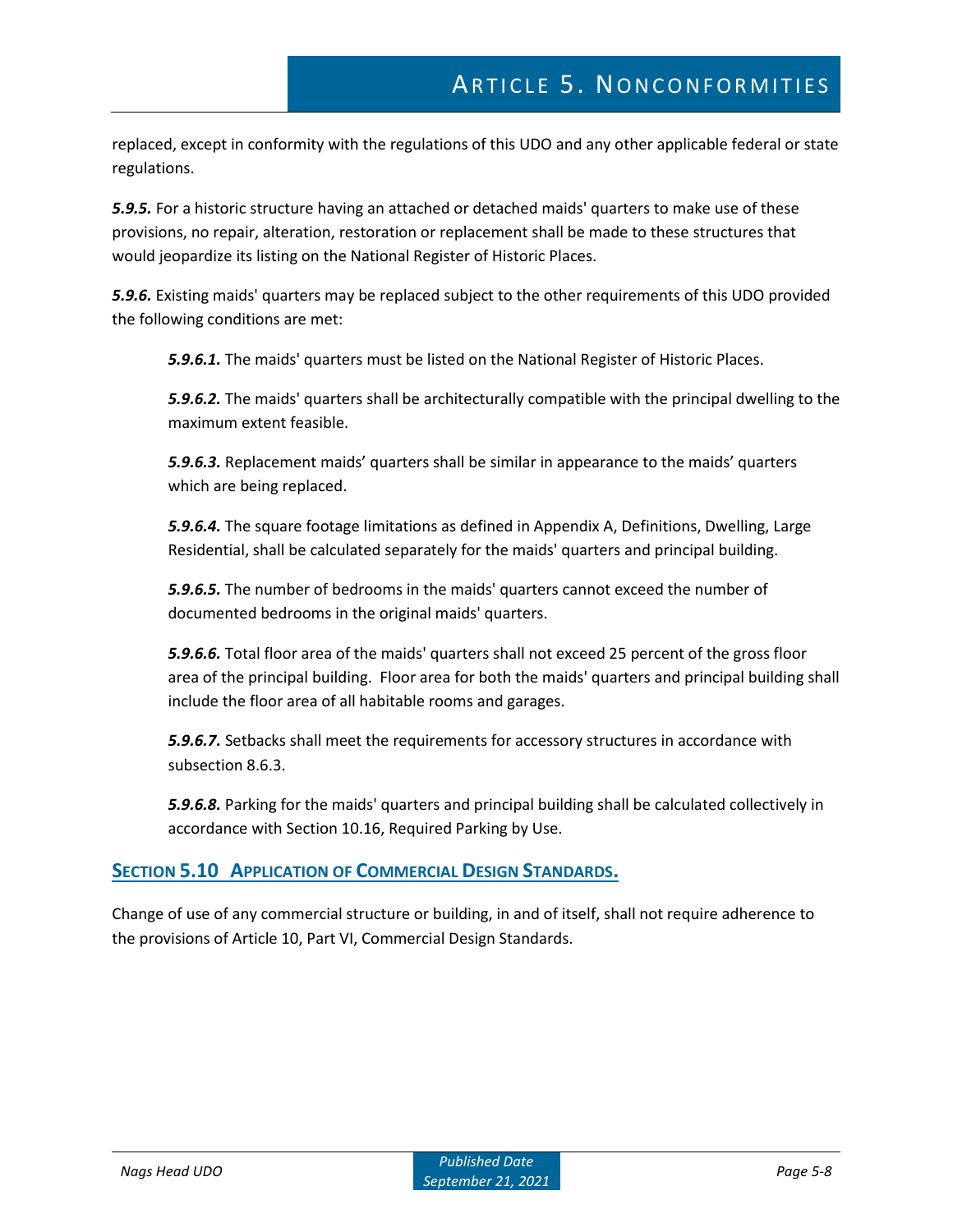replaced, except in conformity with the regulations of this UDO and any other applicable federal or state regulations.

***5.9.5.*** For a historic structure having an attached or detached maids' quarters to make use of these provisions, no repair, alteration, restoration or replacement shall be made to these structures that would jeopardize its listing on the National Register of Historic Places.

***5.9.6.*** Existing maids' quarters may be replaced subject to the other requirements of this UDO provided the following conditions are met:

> ***5.9.6.1.*** The maids' quarters must be listed on the National Register of Historic Places.
>
> ***5.9.6.2.*** The maids' quarters shall be architecturally compatible with the principal dwelling to the maximum extent feasible.
>
> ***5.9.6.3.*** Replacement maids' quarters shall be similar in appearance to the maids' quarters which are being replaced.
>
> ***5.9.6.4.*** The square footage limitations as defined in Appendix A, Definitions, Dwelling, Large Residential, shall be calculated separately for the maids' quarters and principal building.
>
> ***5.9.6.5.*** The number of bedrooms in the maids' quarters cannot exceed the number of documented bedrooms in the original maids' quarters.
>
> ***5.9.6.6.*** Total floor area of the maids' quarters shall not exceed 25 percent of the gross floor area of the principal building. Floor area for both the maids' quarters and principal building shall include the floor area of all habitable rooms and garages.
>
> ***5.9.6.7.*** Setbacks shall meet the requirements for accessory structures in accordance with subsection 8.6.3.
>
> ***5.9.6.8.*** Parking for the maids' quarters and principal building shall be calculated collectively in accordance with Section 10.16, Required Parking by Use.

## Section 5.10 Application of Commercial Design Standards.

Change of use of any commercial structure or building, in and of itself, shall not require adherence to the provisions of Article 10, Part VI, Commercial Design Standards.